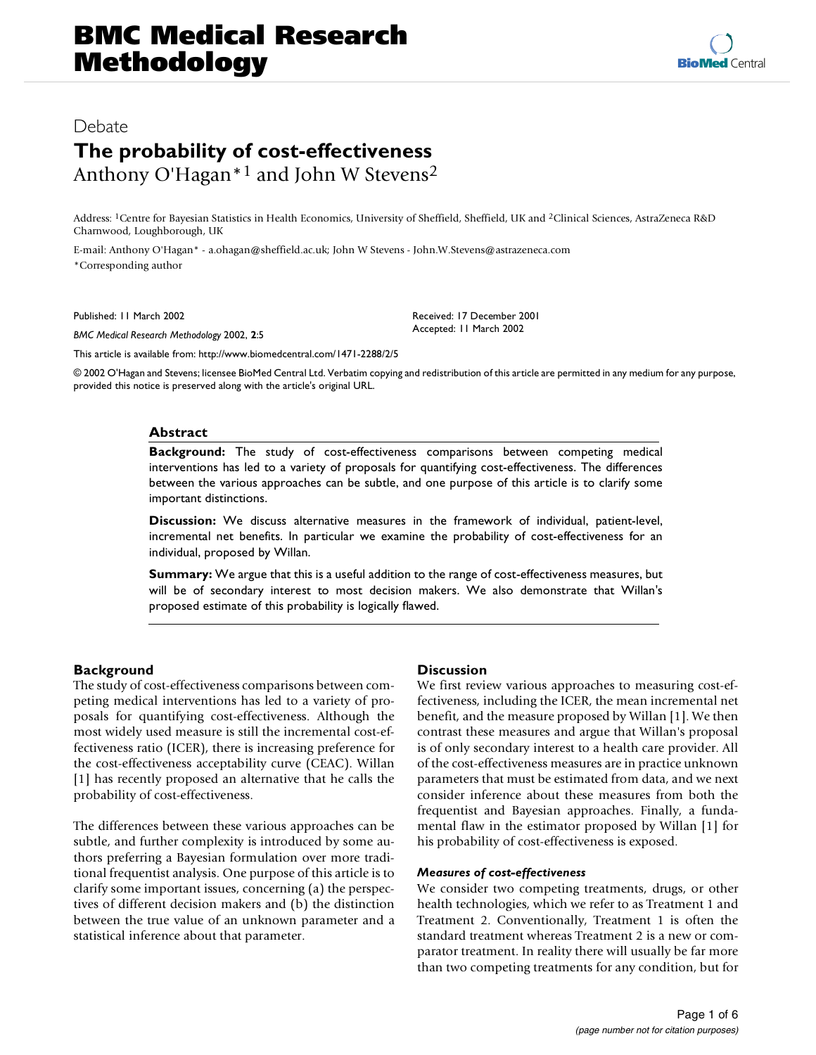# BMC Medical Research Methodology

Debate

## The probability of cost-effectiveness

Anthony O'Hagan*[1] and John W Stevens[2]

Address: [1]Centre for Bayesian Statistics in Health Economics, University of Sheffield, Sheffield, UK and [2]Clinical Sciences, AstraZeneca R&D Charnwood, Loughborough, UK

E-mail: Anthony O'Hagan* - a.ohagan@sheffield.ac.uk; John W Stevens - John.W.Stevens@astrazeneca.com

*Corresponding author

Published: 11 March 2002

*BMC Medical Research Methodology* 2002, **2**:5

Received: 17 December 2001

Accepted: 11 March 2002

This article is available from: http://www.biomedcentral.com/1471-2288/2/5

© 2002 O'Hagan and Stevens; licensee BioMed Central Ltd. Verbatim copying and redistribution of this article are permitted in any medium for any purpose, provided this notice is preserved along with the article's original URL.

### Abstract

**Background:** The study of cost-effectiveness comparisons between competing medical interventions has led to a variety of proposals for quantifying cost-effectiveness. The differences between the various approaches can be subtle, and one purpose of this article is to clarify some important distinctions.

**Discussion:** We discuss alternative measures in the framework of individual, patient-level, incremental net benefits. In particular we examine the probability of cost-effectiveness for an individual, proposed by Willan.

**Summary:** We argue that this is a useful addition to the range of cost-effectiveness measures, but will be of secondary interest to most decision makers. We also demonstrate that Willan's proposed estimate of this probability is logically flawed.

## Background

The study of cost-effectiveness comparisons between competing medical interventions has led to a variety of proposals for quantifying cost-effectiveness. Although the most widely used measure is still the incremental cost-effectiveness ratio (ICER), there is increasing preference for the cost-effectiveness acceptability curve (CEAC). Willan [1] has recently proposed an alternative that he calls the probability of cost-effectiveness.

The differences between these various approaches can be subtle, and further complexity is introduced by some authors preferring a Bayesian formulation over more traditional frequentist analysis. One purpose of this article is to clarify some important issues, concerning (a) the perspectives of different decision makers and (b) the distinction between the true value of an unknown parameter and a statistical inference about that parameter.

## Discussion

We first review various approaches to measuring cost-effectiveness, including the ICER, the mean incremental net benefit, and the measure proposed by Willan [1]. We then contrast these measures and argue that Willan's proposal is of only secondary interest to a health care provider. All of the cost-effectiveness measures are in practice unknown parameters that must be estimated from data, and we next consider inference about these measures from both the frequentist and Bayesian approaches. Finally, a fundamental flaw in the estimator proposed by Willan [1] for his probability of cost-effectiveness is exposed.

### *Measures of cost-effectiveness*

We consider two competing treatments, drugs, or other health technologies, which we refer to as Treatment 1 and Treatment 2. Conventionally, Treatment 1 is often the standard treatment whereas Treatment 2 is a new or comparator treatment. In reality there will usually be far more than two competing treatments for any condition, but for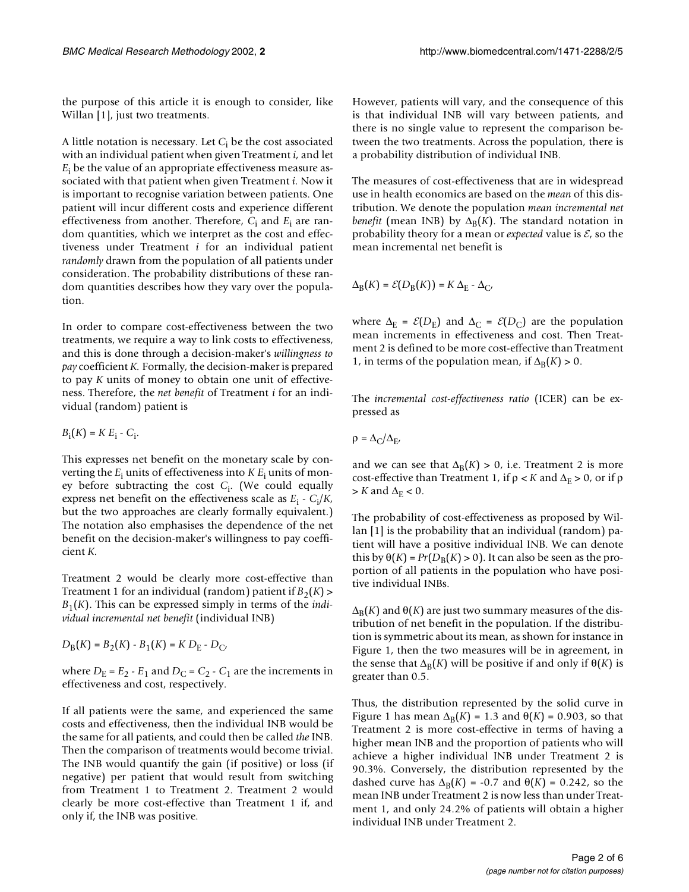the purpose of this article it is enough to consider, like Willan [1], just two treatments.

A little notation is necessary. Let $C_i$ be the cost associated with an individual patient when given Treatment *i*, and let $E_i$ be the value of an appropriate effectiveness measure associated with that patient when given Treatment *i*. Now it is important to recognise variation between patients. One patient will incur different costs and experience different effectiveness from another. Therefore, $C_i$ and $E_i$ are random quantities, which we interpret as the cost and effectiveness under Treatment *i* for an individual patient *randomly* drawn from the population of all patients under consideration. The probability distributions of these random quantities describes how they vary over the population.

In order to compare cost-effectiveness between the two treatments, we require a way to link costs to effectiveness, and this is done through a decision-maker's *willingness to pay* coefficient *K*. Formally, the decision-maker is prepared to pay *K* units of money to obtain one unit of effectiveness. Therefore, the *net benefit* of Treatment *i* for an individual (random) patient is

$$B_i(K) = K\,E_i - C_i.$$

This expresses net benefit on the monetary scale by converting the $E_i$ units of effectiveness into $K\,E_i$ units of money before subtracting the cost $C_i$. (We could equally express net benefit on the effectiveness scale as $E_i - C_i/K$, but the two approaches are clearly formally equivalent.) The notation also emphasises the dependence of the net benefit on the decision-maker's willingness to pay coefficient *K*.

Treatment 2 would be clearly more cost-effective than Treatment 1 for an individual (random) patient if $B_2(K) > B_1(K)$. This can be expressed simply in terms of the *individual incremental net benefit* (individual INB)

$$D_B(K) = B_2(K) - B_1(K) = K\,D_E - D_C,$$

where $D_E = E_2 - E_1$ and $D_C = C_2 - C_1$ are the increments in effectiveness and cost, respectively.

If all patients were the same, and experienced the same costs and effectiveness, then the individual INB would be the same for all patients, and could then be called *the* INB. Then the comparison of treatments would become trivial. The INB would quantify the gain (if positive) or loss (if negative) per patient that would result from switching from Treatment 1 to Treatment 2. Treatment 2 would clearly be more cost-effective than Treatment 1 if, and only if, the INB was positive.

However, patients will vary, and the consequence of this is that individual INB will vary between patients, and there is no single value to represent the comparison between the two treatments. Across the population, there is a probability distribution of individual INB.

The measures of cost-effectiveness that are in widespread use in health economics are based on the *mean* of this distribution. We denote the population *mean incremental net benefit* (mean INB) by $\Delta_B(K)$. The standard notation in probability theory for a mean or *expected* value is $\mathcal{E}$, so the mean incremental net benefit is

$$\Delta_B(K) = \mathcal{E}(D_B(K)) = K\,\Delta_E - \Delta_C,$$

where $\Delta_E = \mathcal{E}(D_E)$ and $\Delta_C = \mathcal{E}(D_C)$ are the population mean increments in effectiveness and cost. Then Treatment 2 is defined to be more cost-effective than Treatment 1, in terms of the population mean, if $\Delta_B(K) > 0$.

The *incremental cost-effectiveness ratio* (ICER) can be expressed as

$$\rho = \Delta_C/\Delta_E,$$

and we can see that $\Delta_B(K) > 0$, i.e. Treatment 2 is more cost-effective than Treatment 1, if $\rho < K$ and $\Delta_E > 0$, or if $\rho > K$ and $\Delta_E < 0$.

The probability of cost-effectiveness as proposed by Willan [1] is the probability that an individual (random) patient will have a positive individual INB. We can denote this by $\theta(K) = Pr(D_B(K) > 0)$. It can also be seen as the proportion of all patients in the population who have positive individual INBs.

$\Delta_B(K)$ and $\theta(K)$ are just two summary measures of the distribution of net benefit in the population. If the distribution is symmetric about its mean, as shown for instance in Figure 1, then the two measures will be in agreement, in the sense that $\Delta_B(K)$ will be positive if and only if $\theta(K)$ is greater than 0.5.

Thus, the distribution represented by the solid curve in Figure 1 has mean $\Delta_B(K) = 1.3$ and $\theta(K) = 0.903$, so that Treatment 2 is more cost-effective in terms of having a higher mean INB and the proportion of patients who will achieve a higher individual INB under Treatment 2 is 90.3%. Conversely, the distribution represented by the dashed curve has $\Delta_B(K) = -0.7$ and $\theta(K) = 0.242$, so the mean INB under Treatment 2 is now less than under Treatment 1, and only 24.2% of patients will obtain a higher individual INB under Treatment 2.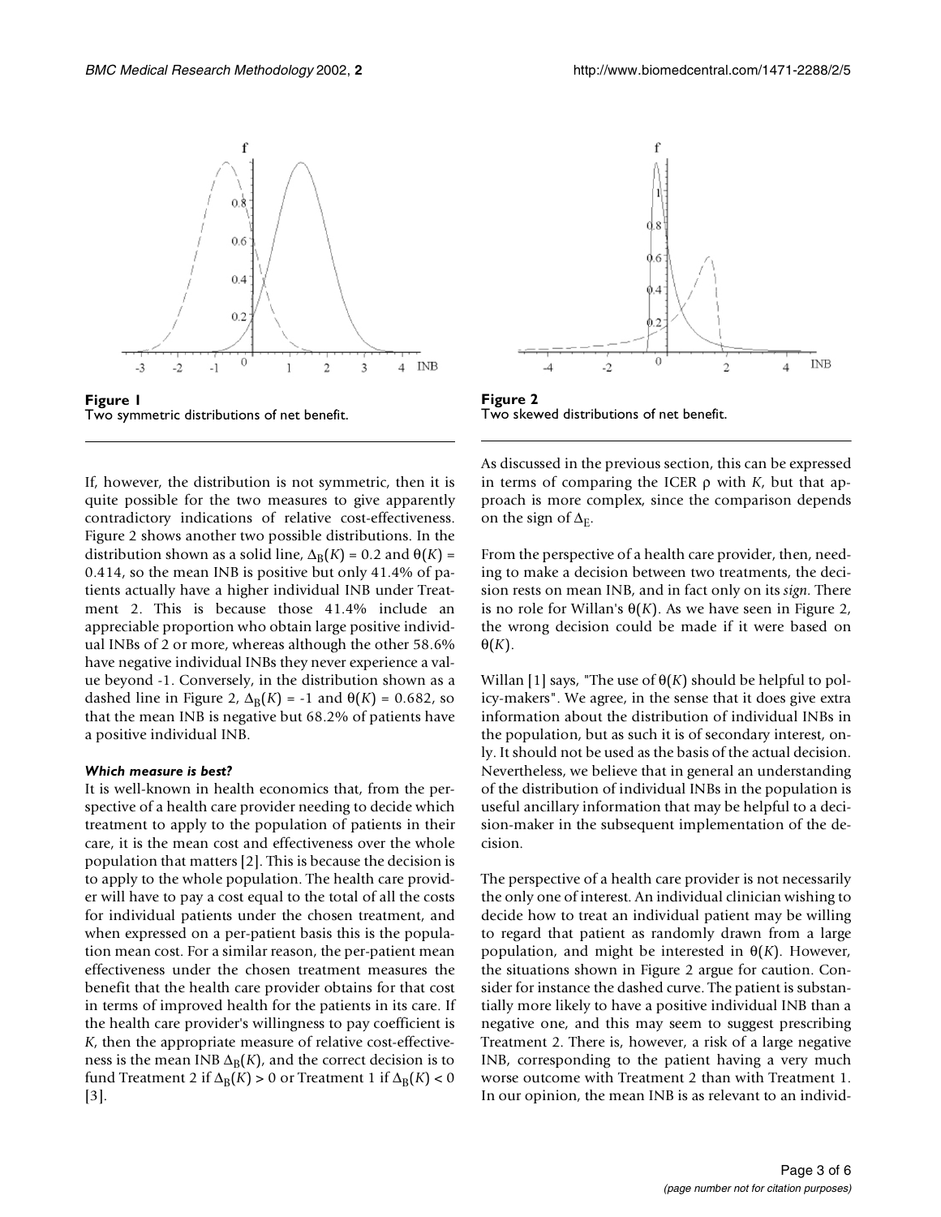**Figure 1**
Two symmetric distributions of net benefit.

**Figure 2**
Two skewed distributions of net benefit.

If, however, the distribution is not symmetric, then it is quite possible for the two measures to give apparently contradictory indications of relative cost-effectiveness. Figure 2 shows another two possible distributions. In the distribution shown as a solid line, $\Delta_B(K) = 0.2$ and $\theta(K) = 0.414$, so the mean INB is positive but only 41.4% of patients actually have a higher individual INB under Treatment 2. This is because those 41.4% include an appreciable proportion who obtain large positive individual INBs of 2 or more, whereas although the other 58.6% have negative individual INBs they never experience a value beyond -1. Conversely, in the distribution shown as a dashed line in Figure 2, $\Delta_B(K) = -1$ and $\theta(K) = 0.682$, so that the mean INB is negative but 68.2% of patients have a positive individual INB.

#### *Which measure is best?*

It is well-known in health economics that, from the perspective of a health care provider needing to decide which treatment to apply to the population of patients in their care, it is the mean cost and effectiveness over the whole population that matters [2]. This is because the decision is to apply to the whole population. The health care provider will have to pay a cost equal to the total of all the costs for individual patients under the chosen treatment, and when expressed on a per-patient basis this is the population mean cost. For a similar reason, the per-patient mean effectiveness under the chosen treatment measures the benefit that the health care provider obtains for that cost in terms of improved health for the patients in its care. If the health care provider's willingness to pay coefficient is $K$, then the appropriate measure of relative cost-effectiveness is the mean INB $\Delta_B(K)$, and the correct decision is to fund Treatment 2 if $\Delta_B(K) > 0$ or Treatment 1 if $\Delta_B(K) < 0$ [3].

As discussed in the previous section, this can be expressed in terms of comparing the ICER $\rho$ with $K$, but that approach is more complex, since the comparison depends on the sign of $\Delta_E$.

From the perspective of a health care provider, then, needing to make a decision between two treatments, the decision rests on mean INB, and in fact only on its *sign*. There is no role for Willan's $\theta(K)$. As we have seen in Figure 2, the wrong decision could be made if it were based on $\theta(K)$.

Willan [1] says, "The use of $\theta(K)$ should be helpful to policy-makers". We agree, in the sense that it does give extra information about the distribution of individual INBs in the population, but as such it is of secondary interest, only. It should not be used as the basis of the actual decision. Nevertheless, we believe that in general an understanding of the distribution of individual INBs in the population is useful ancillary information that may be helpful to a decision-maker in the subsequent implementation of the decision.

The perspective of a health care provider is not necessarily the only one of interest. An individual clinician wishing to decide how to treat an individual patient may be willing to regard that patient as randomly drawn from a large population, and might be interested in $\theta(K)$. However, the situations shown in Figure 2 argue for caution. Consider for instance the dashed curve. The patient is substantially more likely to have a positive individual INB than a negative one, and this may seem to suggest prescribing Treatment 2. There is, however, a risk of a large negative INB, corresponding to the patient having a very much worse outcome with Treatment 2 than with Treatment 1. In our opinion, the mean INB is as relevant to an individ-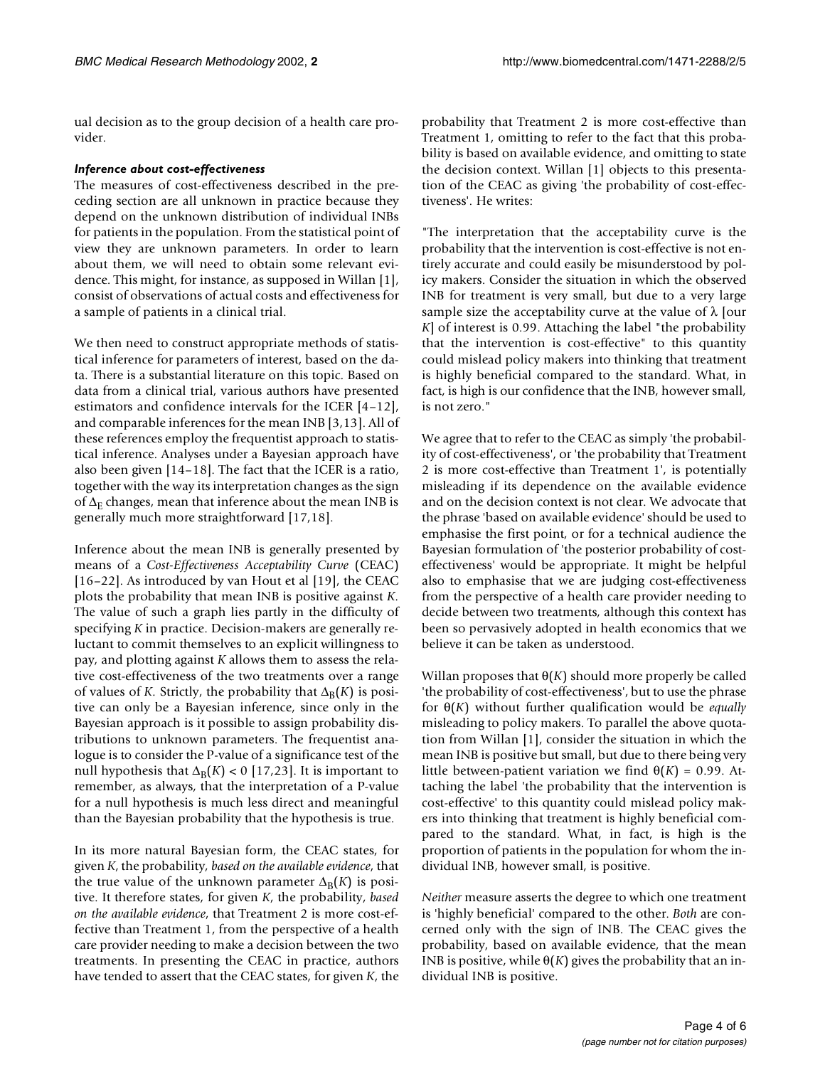ual decision as to the group decision of a health care provider.

### *Inference about cost-effectiveness*

The measures of cost-effectiveness described in the preceding section are all unknown in practice because they depend on the unknown distribution of individual INBs for patients in the population. From the statistical point of view they are unknown parameters. In order to learn about them, we will need to obtain some relevant evidence. This might, for instance, as supposed in Willan [1], consist of observations of actual costs and effectiveness for a sample of patients in a clinical trial.

We then need to construct appropriate methods of statistical inference for parameters of interest, based on the data. There is a substantial literature on this topic. Based on data from a clinical trial, various authors have presented estimators and confidence intervals for the ICER [4–12], and comparable inferences for the mean INB [3,13]. All of these references employ the frequentist approach to statistical inference. Analyses under a Bayesian approach have also been given [14–18]. The fact that the ICER is a ratio, together with the way its interpretation changes as the sign of $\Delta_E$ changes, mean that inference about the mean INB is generally much more straightforward [17,18].

Inference about the mean INB is generally presented by means of a *Cost-Effectiveness Acceptability Curve* (CEAC) [16–22]. As introduced by van Hout et al [19], the CEAC plots the probability that mean INB is positive against $K$. The value of such a graph lies partly in the difficulty of specifying $K$ in practice. Decision-makers are generally reluctant to commit themselves to an explicit willingness to pay, and plotting against $K$ allows them to assess the relative cost-effectiveness of the two treatments over a range of values of $K$. Strictly, the probability that $\Delta_B(K)$ is positive can only be a Bayesian inference, since only in the Bayesian approach is it possible to assign probability distributions to unknown parameters. The frequentist analogue is to consider the P-value of a significance test of the null hypothesis that $\Delta_B(K) < 0$ [17,23]. It is important to remember, as always, that the interpretation of a P-value for a null hypothesis is much less direct and meaningful than the Bayesian probability that the hypothesis is true.

In its more natural Bayesian form, the CEAC states, for given $K$, the probability, *based on the available evidence*, that the true value of the unknown parameter $\Delta_B(K)$ is positive. It therefore states, for given $K$, the probability, *based on the available evidence*, that Treatment 2 is more cost-effective than Treatment 1, from the perspective of a health care provider needing to make a decision between the two treatments. In presenting the CEAC in practice, authors have tended to assert that the CEAC states, for given $K$, the probability that Treatment 2 is more cost-effective than Treatment 1, omitting to refer to the fact that this probability is based on available evidence, and omitting to state the decision context. Willan [1] objects to this presentation of the CEAC as giving 'the probability of cost-effectiveness'. He writes:

"The interpretation that the acceptability curve is the probability that the intervention is cost-effective is not entirely accurate and could easily be misunderstood by policy makers. Consider the situation in which the observed INB for treatment is very small, but due to a very large sample size the acceptability curve at the value of $\lambda$ [our $K$] of interest is 0.99. Attaching the label "the probability that the intervention is cost-effective" to this quantity could mislead policy makers into thinking that treatment is highly beneficial compared to the standard. What, in fact, is high is our confidence that the INB, however small, is not zero."

We agree that to refer to the CEAC as simply 'the probability of cost-effectiveness', or 'the probability that Treatment 2 is more cost-effective than Treatment 1', is potentially misleading if its dependence on the available evidence and on the decision context is not clear. We advocate that the phrase 'based on available evidence' should be used to emphasise the first point, or for a technical audience the Bayesian formulation of 'the posterior probability of cost-effectiveness' would be appropriate. It might be helpful also to emphasise that we are judging cost-effectiveness from the perspective of a health care provider needing to decide between two treatments, although this context has been so pervasively adopted in health economics that we believe it can be taken as understood.

Willan proposes that $\theta(K)$ should more properly be called 'the probability of cost-effectiveness', but to use the phrase for $\theta(K)$ without further qualification would be *equally* misleading to policy makers. To parallel the above quotation from Willan [1], consider the situation in which the mean INB is positive but small, but due to there being very little between-patient variation we find $\theta(K) = 0.99$. Attaching the label 'the probability that the intervention is cost-effective' to this quantity could mislead policy makers into thinking that treatment is highly beneficial compared to the standard. What, in fact, is high is the proportion of patients in the population for whom the individual INB, however small, is positive.

*Neither* measure asserts the degree to which one treatment is 'highly beneficial' compared to the other. *Both* are concerned only with the sign of INB. The CEAC gives the probability, based on available evidence, that the mean INB is positive, while $\theta(K)$ gives the probability that an individual INB is positive.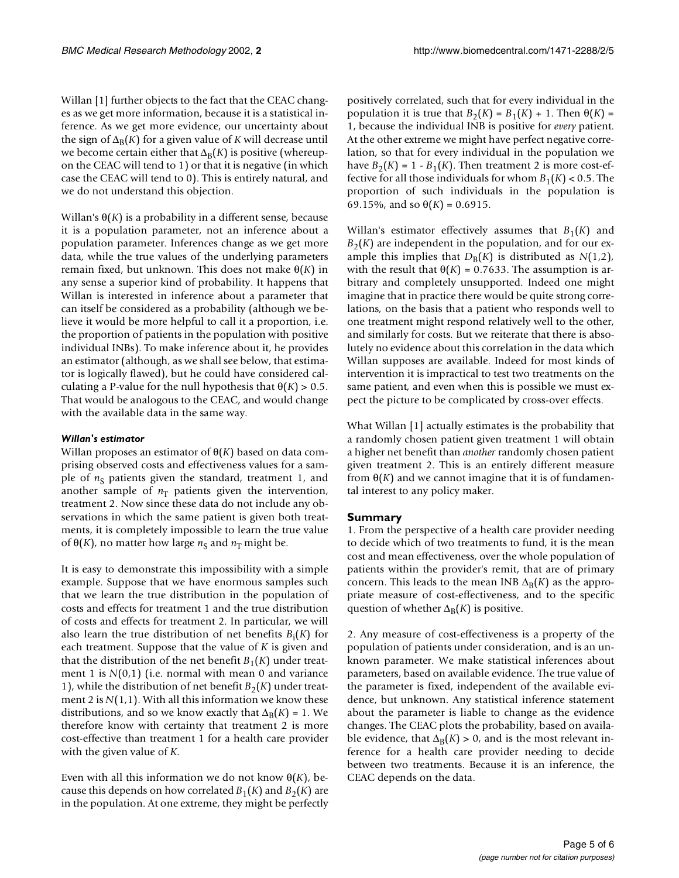Willan [1] further objects to the fact that the CEAC changes as we get more information, because it is a statistical inference. As we get more evidence, our uncertainty about the sign of $\Delta_B(K)$ for a given value of $K$ will decrease until we become certain either that $\Delta_B(K)$ is positive (whereupon the CEAC will tend to 1) or that it is negative (in which case the CEAC will tend to 0). This is entirely natural, and we do not understand this objection.

Willan's $\theta(K)$ is a probability in a different sense, because it is a population parameter, not an inference about a population parameter. Inferences change as we get more data, while the true values of the underlying parameters remain fixed, but unknown. This does not make $\theta(K)$ in any sense a superior kind of probability. It happens that Willan is interested in inference about a parameter that can itself be considered as a probability (although we believe it would be more helpful to call it a proportion, i.e. the proportion of patients in the population with positive individual INBs). To make inference about it, he provides an estimator (although, as we shall see below, that estimator is logically flawed), but he could have considered calculating a P-value for the null hypothesis that $\theta(K) > 0.5$. That would be analogous to the CEAC, and would change with the available data in the same way.

### *Willan's estimator*

Willan proposes an estimator of $\theta(K)$ based on data comprising observed costs and effectiveness values for a sample of $n_S$ patients given the standard, treatment 1, and another sample of $n_T$ patients given the intervention, treatment 2. Now since these data do not include any observations in which the same patient is given both treatments, it is completely impossible to learn the true value of $\theta(K)$, no matter how large $n_S$ and $n_T$ might be.

It is easy to demonstrate this impossibility with a simple example. Suppose that we have enormous samples such that we learn the true distribution in the population of costs and effects for treatment 1 and the true distribution of costs and effects for treatment 2. In particular, we will also learn the true distribution of net benefits $B_1(K)$ for each treatment. Suppose that the value of $K$ is given and that the distribution of the net benefit $B_1(K)$ under treatment 1 is $N(0,1)$ (i.e. normal with mean 0 and variance 1), while the distribution of net benefit $B_2(K)$ under treatment 2 is $N(1,1)$. With all this information we know these distributions, and so we know exactly that $\Delta_B(K) = 1$. We therefore know with certainty that treatment 2 is more cost-effective than treatment 1 for a health care provider with the given value of $K$.

Even with all this information we do not know $\theta(K)$, because this depends on how correlated $B_1(K)$ and $B_2(K)$ are in the population. At one extreme, they might be perfectly positively correlated, such that for every individual in the population it is true that $B_2(K) = B_1(K) + 1$. Then $\theta(K) = 1$, because the individual INB is positive for *every* patient. At the other extreme we might have perfect negative correlation, so that for every individual in the population we have $B_2(K) = 1 - B_1(K)$. Then treatment 2 is more cost-effective for all those individuals for whom $B_1(K) < 0.5$. The proportion of such individuals in the population is 69.15%, and so $\theta(K) = 0.6915$.

Willan's estimator effectively assumes that $B_1(K)$ and $B_2(K)$ are independent in the population, and for our example this implies that $D_B(K)$ is distributed as $N(1,2)$, with the result that $\theta(K) = 0.7633$. The assumption is arbitrary and completely unsupported. Indeed one might imagine that in practice there would be quite strong correlations, on the basis that a patient who responds well to one treatment might respond relatively well to the other, and similarly for costs. But we reiterate that there is absolutely no evidence about this correlation in the data which Willan supposes are available. Indeed for most kinds of intervention it is impractical to test two treatments on the same patient, and even when this is possible we must expect the picture to be complicated by cross-over effects.

What Willan [1] actually estimates is the probability that a randomly chosen patient given treatment 1 will obtain a higher net benefit than *another* randomly chosen patient given treatment 2. This is an entirely different measure from $\theta(K)$ and we cannot imagine that it is of fundamental interest to any policy maker.

## Summary

1. From the perspective of a health care provider needing to decide which of two treatments to fund, it is the mean cost and mean effectiveness, over the whole population of patients within the provider's remit, that are of primary concern. This leads to the mean INB $\Delta_B(K)$ as the appropriate measure of cost-effectiveness, and to the specific question of whether $\Delta_B(K)$ is positive.

2. Any measure of cost-effectiveness is a property of the population of patients under consideration, and is an unknown parameter. We make statistical inferences about parameters, based on available evidence. The true value of the parameter is fixed, independent of the available evidence, but unknown. Any statistical inference statement about the parameter is liable to change as the evidence changes. The CEAC plots the probability, based on available evidence, that $\Delta_B(K) > 0$, and is the most relevant inference for a health care provider needing to decide between two treatments. Because it is an inference, the CEAC depends on the data.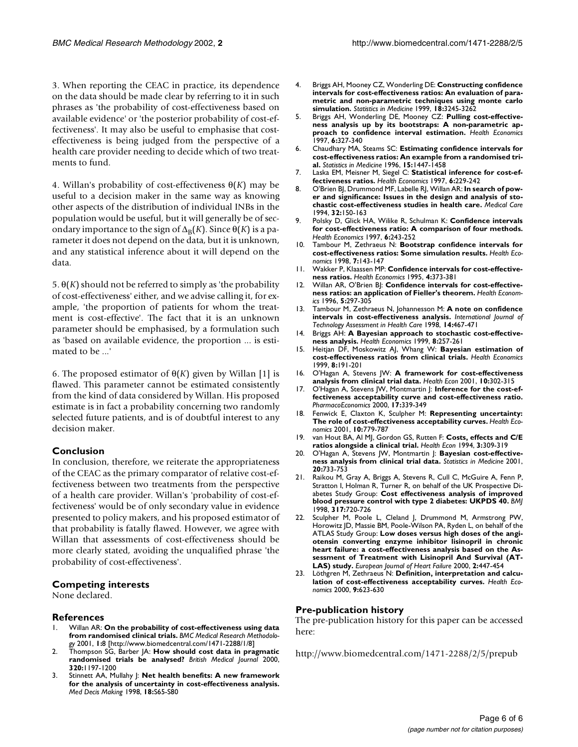3. When reporting the CEAC in practice, its dependence on the data should be made clear by referring to it in such phrases as 'the probability of cost-effectiveness based on available evidence' or 'the posterior probability of cost-effectiveness'. It may also be useful to emphasise that cost-effectiveness is being judged from the perspective of a health care provider needing to decide which of two treatments to fund.

4. Willan's probability of cost-effectiveness $\theta(K)$ may be useful to a decision maker in the same way as knowing other aspects of the distribution of individual INBs in the population would be useful, but it will generally be of secondary importance to the sign of $\Delta_B(K)$. Since $\theta(K)$ is a parameter it does not depend on the data, but it is unknown, and any statistical inference about it will depend on the data.

5. $\theta(K)$ should not be referred to simply as 'the probability of cost-effectiveness' either, and we advise calling it, for example, 'the proportion of patients for whom the treatment is cost-effective'. The fact that it is an unknown parameter should be emphasised, by a formulation such as 'based on available evidence, the proportion ... is estimated to be ...'

6. The proposed estimator of $\theta(K)$ given by Willan [1] is flawed. This parameter cannot be estimated consistently from the kind of data considered by Willan. His proposed estimate is in fact a probability concerning two randomly selected future patients, and is of doubtful interest to any decision maker.

## Conclusion

In conclusion, therefore, we reiterate the appropriateness of the CEAC as the primary comparator of relative cost-effectiveness between two treatments from the perspective of a health care provider. Willan's 'probability of cost-effectiveness' would be of only secondary value in evidence presented to policy makers, and his proposed estimator of that probability is fatally flawed. However, we agree with Willan that assessments of cost-effectiveness should be more clearly stated, avoiding the unqualified phrase 'the probability of cost-effectiveness'.

## Competing interests

None declared.

## References

1. Willan AR: **On the probability of cost-effectiveness using data from randomised clinical trials.** *BMC Medical Research Methodology* 2001, **1:**8 [http://www.biomedcentral.com/1471-2288/1/8]
2. Thompson SG, Barber JA: **How should cost data in pragmatic randomised trials be analysed?** *British Medical Journal* 2000, **320:**1197-1200
3. Stinnett AA, Mullahy J: **Net health benefits: A new framework for the analysis of uncertainty in cost-effectiveness analysis.** *Med Decis Making* 1998, **18:**S65-S80
4. Briggs AH, Mooney CZ, Wonderling DE: **Constructing confidence intervals for cost-effectiveness ratios: An evaluation of parametric and non-parametric techniques using monte carlo simulation.** *Statistics in Medicine* 1999, **18:**3245-3262
5. Briggs AH, Wonderling DE, Mooney CZ: **Pulling cost-effectiveness analysis up by its bootstraps: A non-parametric approach to confidence interval estimation.** *Health Economics* 1997, **6:**327-340
6. Chaudhary MA, Stearns SC: **Estimating confidence intervals for cost-effectiveness ratios: An example from a randomised trial.** *Statistics in Medicine* 1996, **15:**1447-1458
7. Laska EM, Meisner M, Siegel C: **Statistical inference for cost-effectiveness ratios.** *Health Economics* 1997, **6:**229-242
8. O'Brien BJ, Drummond MF, Labelle RJ, Willan AR: **In search of power and significance: Issues in the design and analysis of stochastic cost-effectiveness studies in health care.** *Medical Care* 1994, **32:**150-163
9. Polsky D, Glick HA, Wilike R, Schulman K: **Confidence intervals for cost-effectiveness ratio: A comparison of four methods.** *Health Economics* 1997, **6:**243-252
10. Tambour M, Zethraeus N: **Bootstrap confidence intervals for cost-effectiveness ratios: Some simulation results.** *Health Economics* 1998, **7:**143-147
11. Wakker P, Klaassen MP: **Confidence intervals for cost-effectiveness ratios.** *Health Economics* 1995, **4:**373-381
12. Willan AR, O'Brien BJ: **Confidence intervals for cost-effectiveness ratios: an application of Fieller's theorem.** *Health Economics* 1996, **5:**297-305
13. Tambour M, Zethraeus N, Johannesson M: **A note on confidence intervals in cost-effectiveness analysis.** *International Journal of Technology Assessment in Health Care* 1998, **14:**467-471
14. Briggs AH: **A Bayesian approach to stochastic cost-effectiveness analysis.** *Health Economics* 1999, **8:**257-261
15. Heitjan DF, Moskowitz AJ, Whang W: **Bayesian estimation of cost-effectiveness ratios from clinical trials.** *Health Economics* 1999, **8:**191-201
16. O'Hagan A, Stevens JW: **A framework for cost-effectiveness analysis from clinical trial data.** *Health Econ* 2001, **10:**302-315
17. O'Hagan A, Stevens JW, Montmartin J: **Inference for the cost-effectiveness acceptability curve and cost-effectiveness ratio.** *PharmacoEconomics* 2000, **17:**339-349
18. Fenwick E, Claxton K, Sculpher M: **Representing uncertainty: The role of cost-effectiveness acceptability curves.** *Health Economics* 2001, **10:**779-787
19. van Hout BA, Al MJ, Gordon GS, Rutten F: **Costs, effects and C/E ratios alongside a clinical trial.** *Health Econ* 1994, **3:**309-319
20. O'Hagan A, Stevens JW, Montmartin J: **Bayesian cost-effectiveness analysis from clinical trial data.** *Statistics in Medicine* 2001, **20:**733-753
21. Raikou M, Gray A, Briggs A, Stevens R, Cull C, McGuire A, Fenn P, Stratton I, Holman R, Turner R, on behalf of the UK Prospective Diabetes Study Group: **Cost effectiveness analysis of improved blood pressure control with type 2 diabetes: UKPDS 40.** *BMJ* 1998, **317:**720-726
22. Sculpher M, Poole L, Cleland J, Drummond M, Armstrong PW, Horowitz JD, Massie BM, Poole-Wilson PA, Ryden L, on behalf of the ATLAS Study Group: **Low doses versus high doses of the angiotensin converting enzyme inhibitor lisinopril in chronic heart failure: a cost-effectiveness analysis based on the Assessment of Treatment with Lisinopril And Survival (ATLAS) study.** *European Journal of Heart Failure* 2000, **2:**447-454
23. Löthgren M, Zethraeus N: **Definition, interpretation and calculation of cost-effectiveness acceptability curves.** *Health Economics* 2000, **9:**623-630

## Pre-publication history

The pre-publication history for this paper can be accessed here:

http://www.biomedcentral.com/1471-2288/2/5/prepub